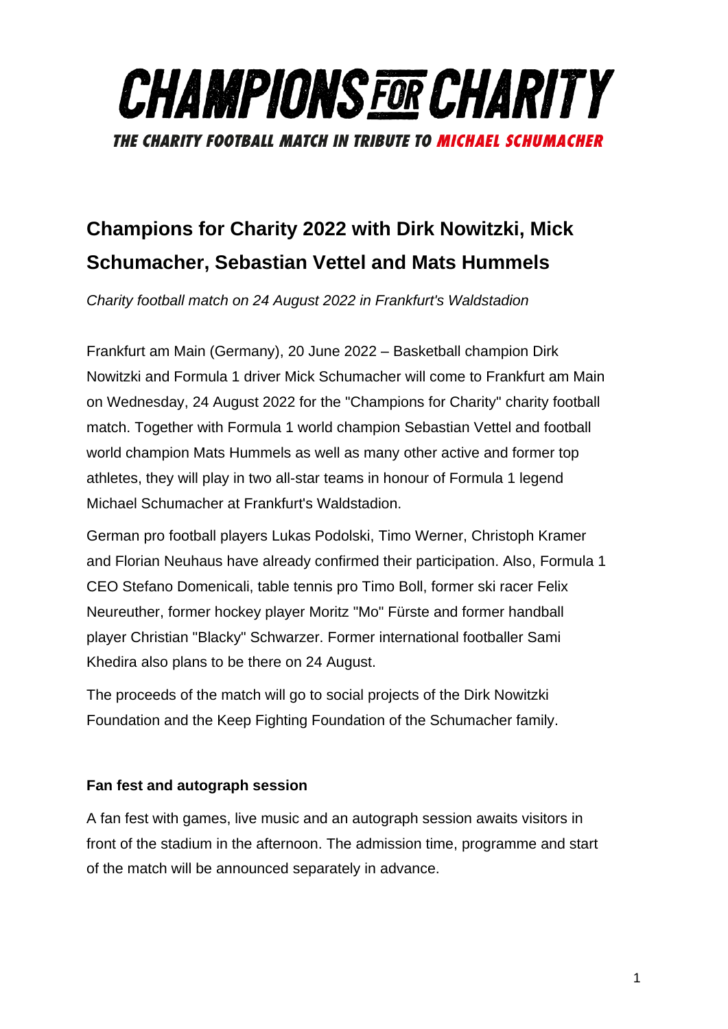# CHAMPIONS FOR CHARITY

**THE CHARITY FOOTBALL MATCH IN TRIBUTE TO MICHAEL SCHUMACHER**

## Champions for Charity 2022 with Dirk Nowitzki, Mick Schumacher, Sebastian Vettel and Mats Hummels

*Charity football match on 24 August 2022 in Frankfurt's Waldstadion*

Frankfurt am Main (Germany), 20 June 2022 – Basketball champion Dirk Nowitzki and Formula 1 driver Mick Schumacher will come to Frankfurt am Main on Wednesday, 24 August 2022 for the "Champions for Charity" charity football match. Together with Formula 1 world champion Sebastian Vettel and football world champion Mats Hummels as well as many other active and former top athletes, they will play in two all-star teams in honour of Formula 1 legend Michael Schumacher at Frankfurt's Waldstadion.

German pro football players Lukas Podolski, Timo Werner, Christoph Kramer and Florian Neuhaus have already confirmed their participation. Also, Formula 1 CEO Stefano Domenicali, table tennis pro Timo Boll, former ski racer Felix Neureuther, former hockey player Moritz "Mo" Fürste and former handball player Christian "Blacky" Schwarzer. Former international footballer Sami Khedira also plans to be there on 24 August.

The proceeds of the match will go to social projects of the Dirk Nowitzki Foundation and the Keep Fighting Foundation of the Schumacher family.

### Fan fest and autograph session

A fan fest with games, live music and an autograph session awaits visitors in front of the stadium in the afternoon. The admission time, programme and start of the match will be announced separately in advance.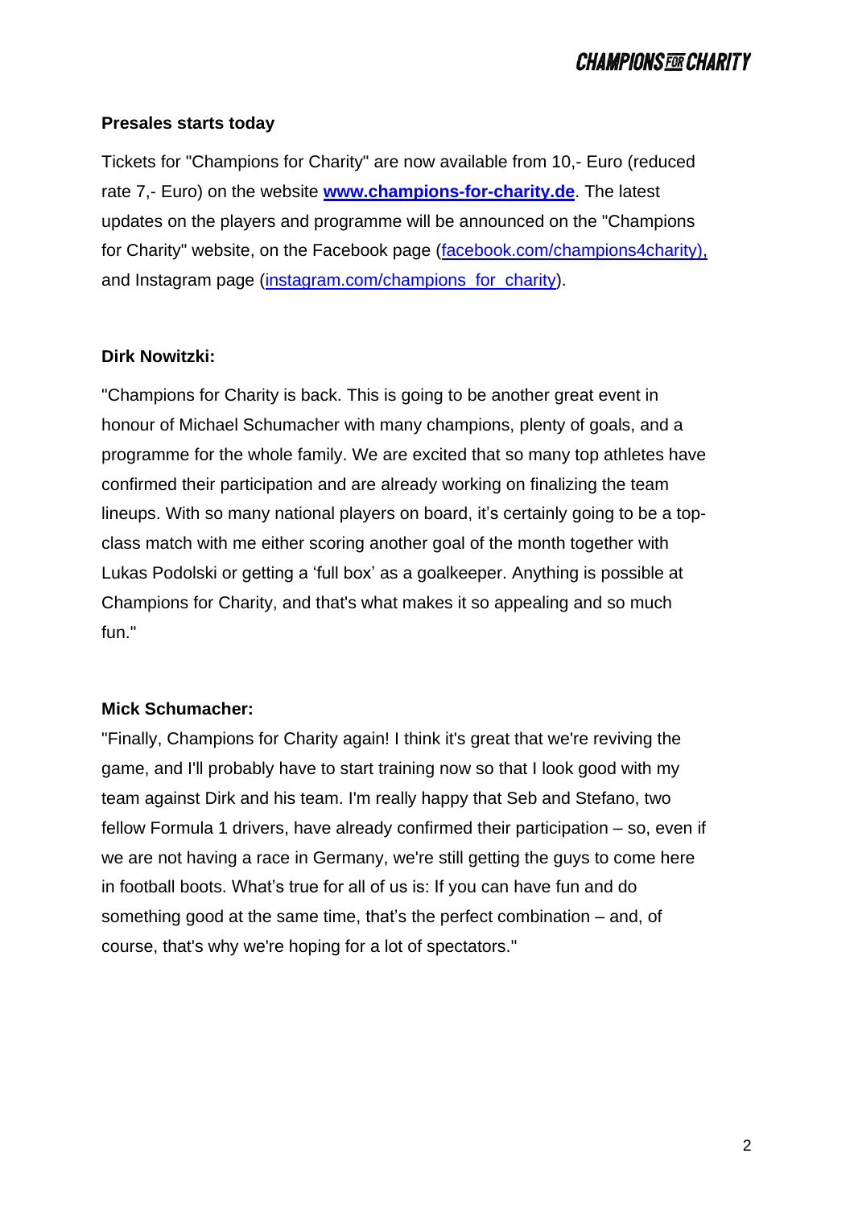**Presales starts today**

Tickets for "Champions for Charity" are now available from 10,- Euro (reduced rate 7,- Euro) on the website **www.champions-for-charity.de**. The latest updates on the players and programme will be announced on the "Champions for Charity" website, on the Facebook page (facebook.com/champions4charity), and Instagram page (instagram.com/champions_for_charity).

**Dirk Nowitzki:**

"Champions for Charity is back. This is going to be another great event in honour of Michael Schumacher with many champions, plenty of goals, and a programme for the whole family. We are excited that so many top athletes have confirmed their participation and are already working on finalizing the team lineups. With so many national players on board, it's certainly going to be a top-class match with me either scoring another goal of the month together with Lukas Podolski or getting a 'full box' as a goalkeeper. Anything is possible at Champions for Charity, and that's what makes it so appealing and so much fun."

**Mick Schumacher:**

"Finally, Champions for Charity again! I think it's great that we're reviving the game, and I'll probably have to start training now so that I look good with my team against Dirk and his team. I'm really happy that Seb and Stefano, two fellow Formula 1 drivers, have already confirmed their participation – so, even if we are not having a race in Germany, we're still getting the guys to come here in football boots. What's true for all of us is: If you can have fun and do something good at the same time, that's the perfect combination – and, of course, that's why we're hoping for a lot of spectators."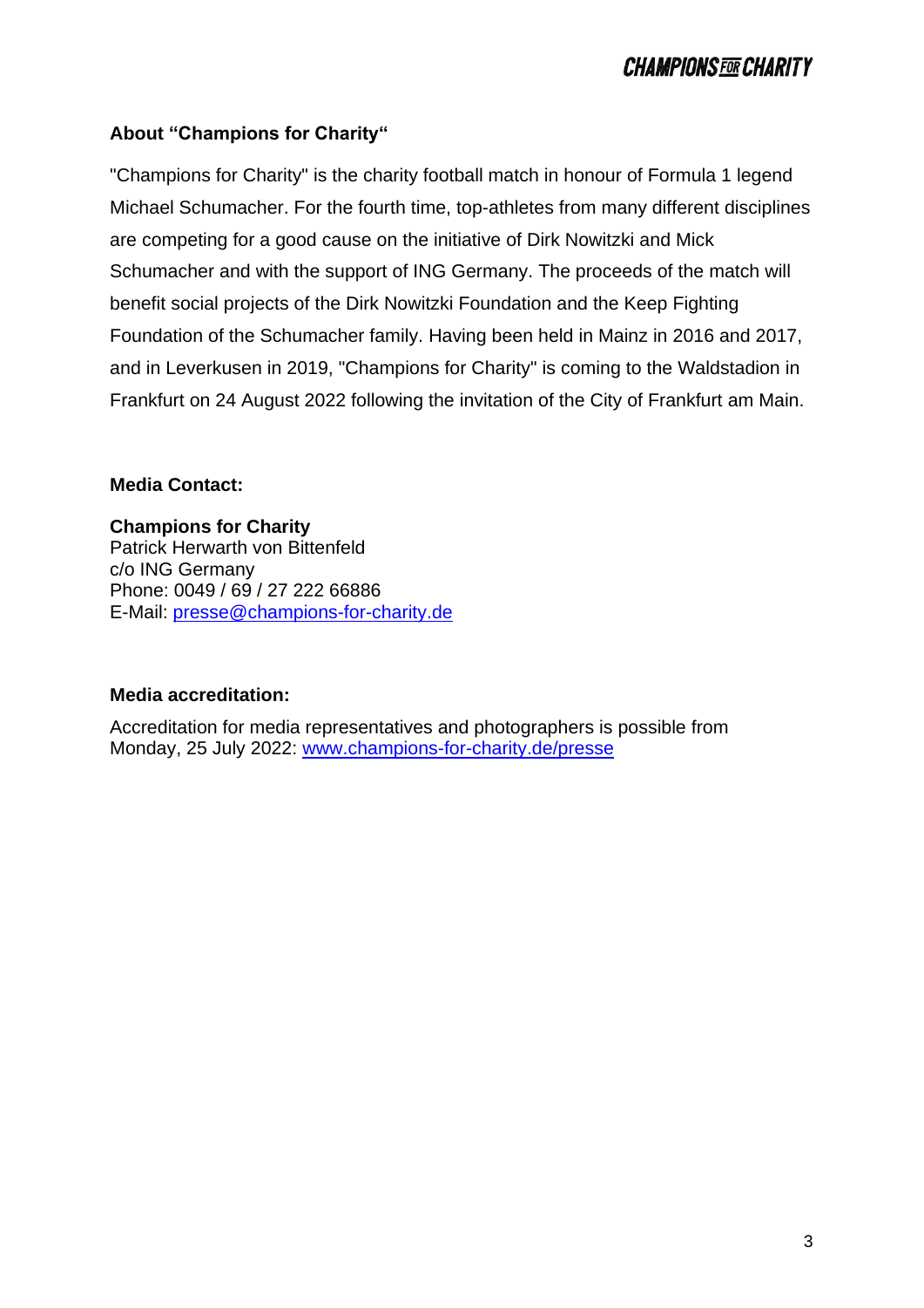**About "Champions for Charity"**

"Champions for Charity" is the charity football match in honour of Formula 1 legend Michael Schumacher. For the fourth time, top-athletes from many different disciplines are competing for a good cause on the initiative of Dirk Nowitzki and Mick Schumacher and with the support of ING Germany. The proceeds of the match will benefit social projects of the Dirk Nowitzki Foundation and the Keep Fighting Foundation of the Schumacher family. Having been held in Mainz in 2016 and 2017, and in Leverkusen in 2019, "Champions for Charity" is coming to the Waldstadion in Frankfurt on 24 August 2022 following the invitation of the City of Frankfurt am Main.

**Media Contact:**

**Champions for Charity**
Patrick Herwarth von Bittenfeld
c/o ING Germany
Phone: 0049 / 69 / 27 222 66886
E-Mail: presse@champions-for-charity.de

**Media accreditation:**

Accreditation for media representatives and photographers is possible from Monday, 25 July 2022: www.champions-for-charity.de/presse